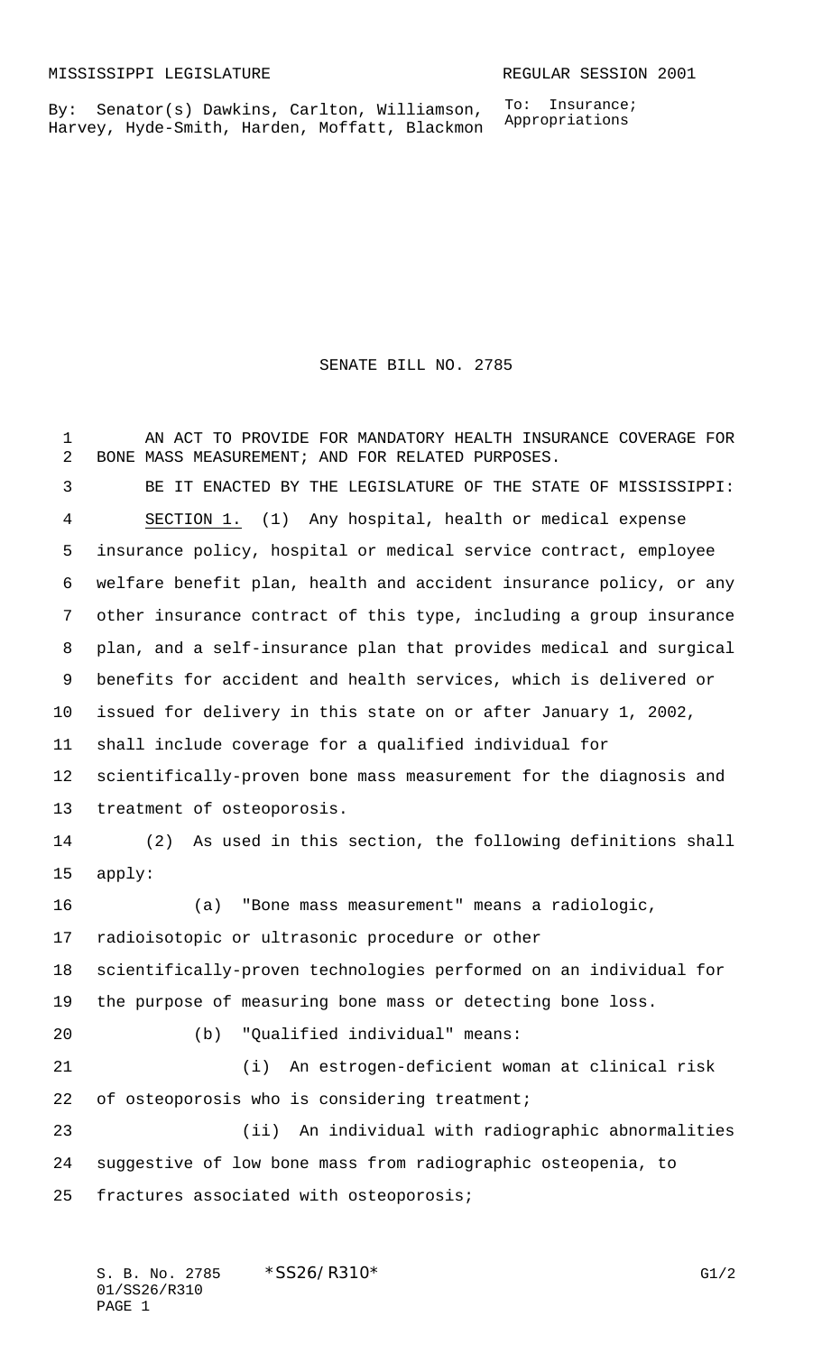MISSISSIPPI LEGISLATURE REGULAR SESSION 2001

By: Senator(s) Dawkins, Carlton, Williamson, Harvey, Hyde-Smith, Harden, Moffatt, Blackmon

To: Insurance; Appropriations

# SENATE BILL NO. 2785

AN ACT TO PROVIDE FOR MANDATORY HEALTH INSURANCE COVERAGE FOR BONE MASS MEASUREMENT; AND FOR RELATED PURPOSES.

BE IT ENACTED BY THE LEGISLATURE OF THE STATE OF MISSISSIPPI:

SECTION 1. (1) Any hospital, health or medical expense insurance policy, hospital or medical service contract, employee welfare benefit plan, health and accident insurance policy, or any other insurance contract of this type, including a group insurance plan, and a self-insurance plan that provides medical and surgical benefits for accident and health services, which is delivered or issued for delivery in this state on or after January 1, 2002, shall include coverage for a qualified individual for scientifically-proven bone mass measurement for the diagnosis and treatment of osteoporosis.

(2) As used in this section, the following definitions shall apply:

(a) "Bone mass measurement" means a radiologic, radioisotopic or ultrasonic procedure or other scientifically-proven technologies performed on an individual for the purpose of measuring bone mass or detecting bone loss.

(b) "Qualified individual" means:

(i) An estrogen-deficient woman at clinical risk of osteoporosis who is considering treatment;

(ii) An individual with radiographic abnormalities suggestive of low bone mass from radiographic osteopenia, to fractures associated with osteoporosis;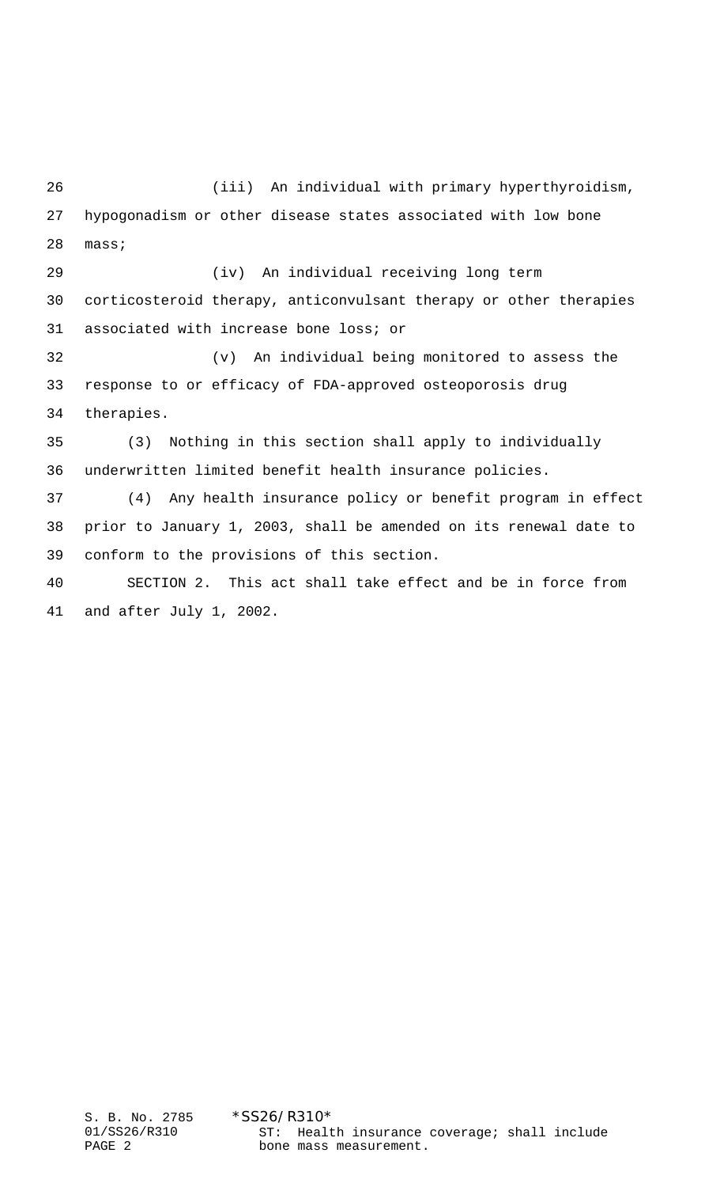(iii) An individual with primary hyperthyroidism, hypogonadism or other disease states associated with low bone mass;

(iv) An individual receiving long term corticosteroid therapy, anticonvulsant therapy or other therapies associated with increase bone loss; or

(v) An individual being monitored to assess the response to or efficacy of FDA-approved osteoporosis drug therapies.

(3) Nothing in this section shall apply to individually underwritten limited benefit health insurance policies.

(4) Any health insurance policy or benefit program in effect prior to January 1, 2003, shall be amended on its renewal date to conform to the provisions of this section.

SECTION 2. This act shall take effect and be in force from and after July 1, 2002.